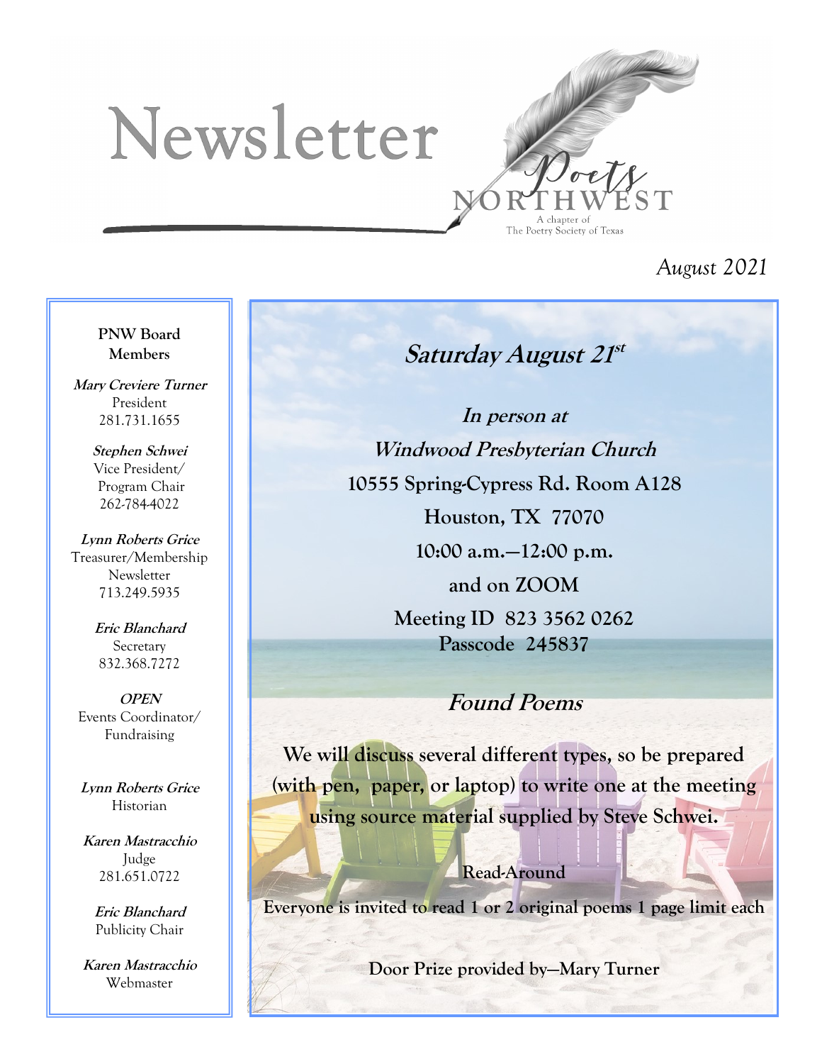# Newsletter

Poets NORTHWEST
A chapter of The Poetry Society of Texas

*August 2021*

**PNW Board Members**

***Mary Creviere Turner***
President
281.731.1655

***Stephen Schwei***
Vice President/ Program Chair
262-784-4022

***Lynn Roberts Grice***
Treasurer/Membership
Newsletter
713.249.5935

***Eric Blanchard***
Secretary
832.368.7272

***OPEN***
Events Coordinator/ Fundraising

***Lynn Roberts Grice***
Historian

***Karen Mastracchio***
Judge
281.651.0722

***Eric Blanchard***
Publicity Chair

***Karen Mastracchio***
Webmaster

## *Saturday August 21st*

***In person at***

***Windwood Presbyterian Church***

**10555 Spring-Cypress Rd. Room A128**

**Houston, TX 77070**

**10:00 a.m.—12:00 p.m.**

**and on ZOOM**

**Meeting ID 823 3562 0262**
**Passcode 245837**

## *Found Poems*

**We will discuss several different types, so be prepared (with pen, paper, or laptop) to write one at the meeting using source material supplied by Steve Schwei.**

**Read-Around**

**Everyone is invited to read 1 or 2 original poems 1 page limit each**

**Door Prize provided by—Mary Turner**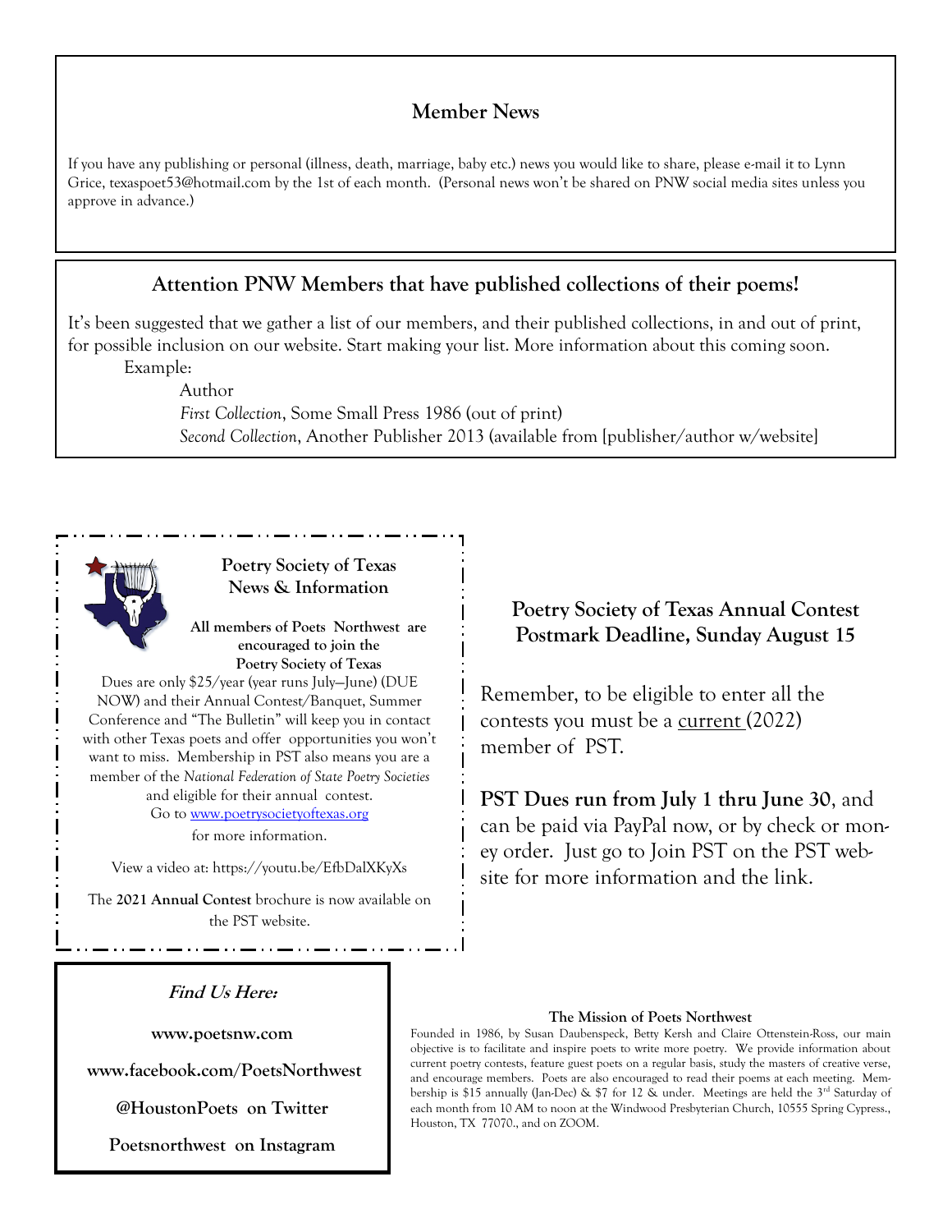## Member News

If you have any publishing or personal (illness, death, marriage, baby etc.) news you would like to share, please e-mail it to Lynn Grice, texaspoet53@hotmail.com by the 1st of each month. (Personal news won't be shared on PNW social media sites unless you approve in advance.)

## Attention PNW Members that have published collections of their poems!

It's been suggested that we gather a list of our members, and their published collections, in and out of print, for possible inclusion on our website. Start making your list. More information about this coming soon.

Example:

Author
*First Collection*, Some Small Press 1986 (out of print)
*Second Collection*, Another Publisher 2013 (available from [publisher/author w/website]

### Poetry Society of Texas News & Information

**All members of Poets Northwest are encouraged to join the Poetry Society of Texas**

Dues are only $25/year (year runs July—June) (DUE NOW) and their Annual Contest/Banquet, Summer Conference and "The Bulletin" will keep you in contact with other Texas poets and offer opportunities you won't want to miss. Membership in PST also means you are a member of the *National Federation of State Poetry Societies* and eligible for their annual contest. Go to www.poetrysocietyoftexas.org for more information.

View a video at: https://youtu.be/EfbDalXKyXs

The **2021 Annual Contest** brochure is now available on the PST website.

### Poetry Society of Texas Annual Contest Postmark Deadline, Sunday August 15

Remember, to be eligible to enter all the contests you must be a current (2022) member of PST.

**PST Dues run from July 1 thru June 30**, and can be paid via PayPal now, or by check or money order. Just go to Join PST on the PST website for more information and the link.

### *Find Us Here:*

**www.poetsnw.com**

**www.facebook.com/PoetsNorthwest**

**@HoustonPoets on Twitter**

**Poetsnorthwest on Instagram**

### The Mission of Poets Northwest

Founded in 1986, by Susan Daubenspeck, Betty Kersh and Claire Ottenstein-Ross, our main objective is to facilitate and inspire poets to write more poetry. We provide information about current poetry contests, feature guest poets on a regular basis, study the masters of creative verse, and encourage members. Poets are also encouraged to read their poems at each meeting. Membership is $15 annually (Jan-Dec) & $7 for 12 & under. Meetings are held the 3rd Saturday of each month from 10 AM to noon at the Windwood Presbyterian Church, 10555 Spring Cypress., Houston, TX 77070., and on ZOOM.